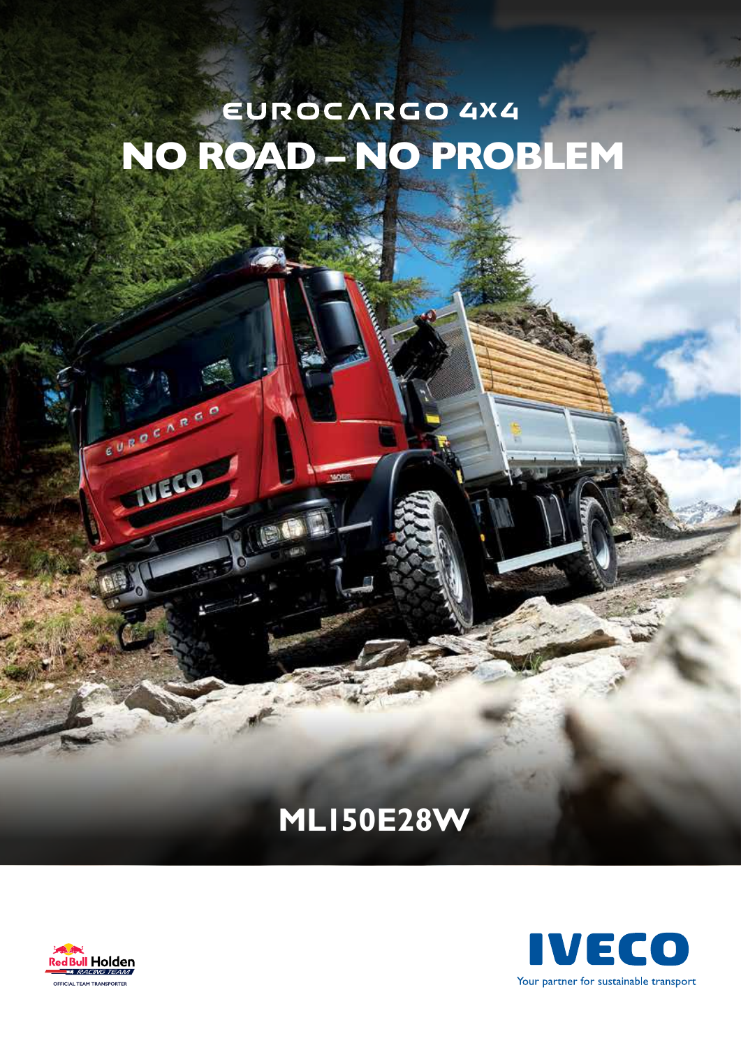# EUROCARGO 4X4

# NO ROAD – NO PROBLEM

## ML150E28W

Red Bull Holden Racing Team
OFFICIAL TEAM TRANSPORTER

IVECO
Your partner for sustainable transport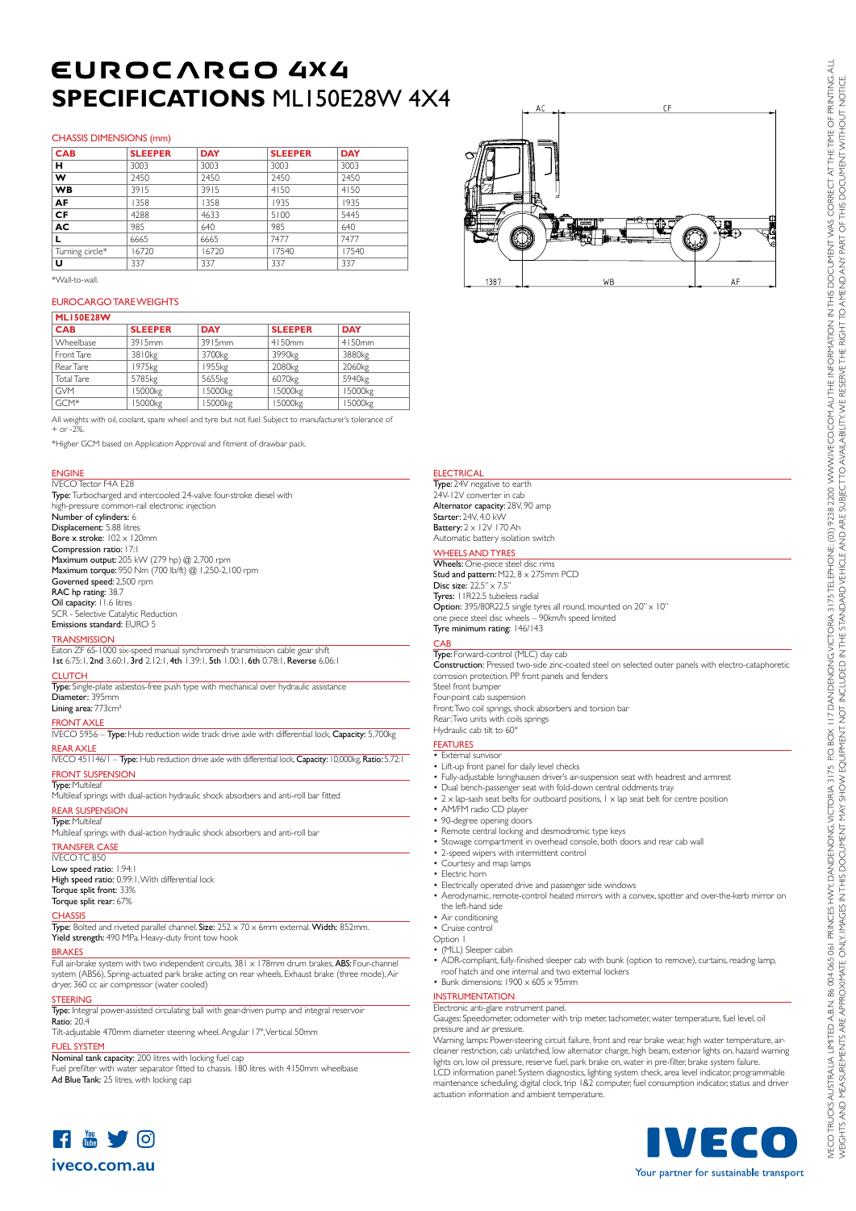# EUROCARGO 4X4

# SPECIFICATIONS ML150E28W 4X4

## CHASSIS DIMENSIONS (mm)

| CAB | SLEEPER | DAY | SLEEPER | DAY |
|---|---|---|---|---|
| H | 3003 | 3003 | 3003 | 3003 |
| W | 2450 | 2450 | 2450 | 2450 |
| WB | 3915 | 3915 | 4150 | 4150 |
| AF | 1358 | 1358 | 1935 | 1935 |
| CF | 4288 | 4633 | 5100 | 5445 |
| AC | 985 | 640 | 985 | 640 |
| L | 6665 | 6665 | 7477 | 7477 |
| Turning circle* | 16720 | 16720 | 17540 | 17540 |
| U | 337 | 337 | 337 | 337 |

*Wall-to-wall.

AC CF

1387 WB AF

## EUROCARGO TARE WEIGHTS

| ML150E28W | | | | |
|---|---|---|---|---|
| CAB | SLEEPER | DAY | SLEEPER | DAY |
| Wheelbase | 3915mm | 3915mm | 4150mm | 4150mm |
| Front Tare | 3810kg | 3700kg | 3990kg | 3880kg |
| Rear Tare | 1975kg | 1955kg | 2080kg | 2060kg |
| Total Tare | 5785kg | 5655kg | 6070kg | 5940kg |
| GVM | 15000kg | 15000kg | 15000kg | 15000kg |
| GCM* | 15000kg | 15000kg | 15000kg | 15000kg |

All weights with oil, coolant, spare wheel and tyre but not fuel. Subject to manufacturer's tolerance of + or -2%.

*Higher GCM based on Application Approval and fitment of drawbar pack.

## ENGINE

IVECO Tector F4A E28

**Type:** Turbocharged and intercooled 24-valve four-stroke diesel with high-pressure common-rail electronic injection

**Number of cylinders:** 6

**Displacement:** 5.88 litres

**Bore x stroke:** 102 x 120mm

**Compression ratio:** 17:1

**Maximum output:** 205 kW (279 hp) @ 2,700 rpm

**Maximum torque:** 950 Nm (700 lb/ft) @ 1,250-2,100 rpm

**Governed speed:** 2,500 rpm

**RAC hp rating:** 38.7

**Oil capacity:** 11.6 litres

SCR - Selective Catalytic Reduction

**Emissions standard:** EURO 5

## TRANSMISSION

Eaton ZF 6S-1000 six-speed manual synchromesh transmission cable gear shift

**1st** 6.75:1, **2nd** 3.60:1, **3rd** 2.12:1, **4th** 1.39:1, **5th** 1.00:1, **6th** 0.78:1, **Reverse** 6.06:1

## CLUTCH

**Type:** Single-plate asbestos-free push type with mechanical over hydraulic assistance

**Diameter:** 395mm

**Lining area:** 773cm²

## FRONT AXLE

IVECO 5956 – **Type:** Hub reduction wide track drive axle with differential lock, **Capacity:** 5,700kg

## REAR AXLE

IVECO 451146/1 – **Type:** Hub reduction drive axle with differential lock, **Capacity:** 10,000kg, **Ratio:** 5.72:1

## FRONT SUSPENSION

**Type:** Multileaf

Multileaf springs with dual-action hydraulic shock absorbers and anti-roll bar fitted

## REAR SUSPENSION

**Type:** Multileaf

Multileaf springs with dual-action hydraulic shock absorbers and anti-roll bar

## TRANSFER CASE

IVECO TC 850

**Low speed ratio:** 1.94:1

**High speed ratio:** 0.99:1, With differential lock

**Torque split front:** 33%

**Torque split rear:** 67%

## CHASSIS

**Type:** Bolted and riveted parallel channel. **Size:** 252 x 70 x 6mm external. **Width:** 852mm.

**Yield strength:** 490 MPa. Heavy-duty front tow hook

## BRAKES

Full air-brake system with two independent circuits, 381 x 178mm drum brakes, **ABS:** Four-channel system (ABS6), Spring-actuated park brake acting on rear wheels, Exhaust brake (three mode), Air dryer, 360 cc air compressor (water cooled)

## STEERING

**Type:** Integral power-assisted circulating ball with gear-driven pump and integral reservoir

**Ratio:** 20.4

Tilt-adjustable 470mm diameter steering wheel. Angular 17°, Vertical 50mm

## FUEL SYSTEM

**Nominal tank capacity:** 200 litres with locking fuel cap

Fuel prefilter with water separator fitted to chassis. 180 litres with 4150mm wheelbase

**Ad Blue Tank:** 25 litres, with locking cap

## ELECTRICAL

**Type:** 24V negative to earth

24V-12V converter in cab

**Alternator capacity:** 28V, 90 amp

**Starter:** 24V, 4.0 kW

**Battery:** 2 x 12V 170 Ah

Automatic battery isolation switch

## WHEELS AND TYRES

**Wheels:** One-piece steel disc rims

**Stud and pattern:** M22, 8 x 275mm PCD

**Disc size:** 22.5" x 7.5"

**Tyres:** 11R22.5 tubeless radial

**Option:** 395/80R22.5 single tyres all round, mounted on 20" x 10" one piece steel disc wheels – 90km/h speed limited

**Tyre minimum rating:** 146/143

## CAB

**Type:** Forward-control (MLC) day cab

**Construction:** Pressed two-side zinc-coated steel on selected outer panels with electro-cataphoretic corrosion protection. PP front panels and fenders

Steel front bumper

Four-point cab suspension

Front: Two coil springs, shock absorbers and torsion bar

Rear: Two units with coils springs

Hydraulic cab tilt to 60°

## FEATURES

- External sunvisor
- Lift-up front panel for daily level checks
- Fully-adjustable Isringhausen driver's air-suspension seat with headrest and armrest
- Dual bench-passenger seat with fold-down central oddments tray
- 2 x lap-sash seat belts for outboard positions, 1 x lap seat belt for centre position
- AM/FM radio CD player
- 90-degree opening doors
- Remote central locking and desmodromic type keys
- Stowage compartment in overhead console, both doors and rear cab wall
- 2-speed wipers with intermittent control
- Courtesy and map lamps
- Electric horn
- Electrically operated drive and passenger side windows
- Aerodynamic, remote-control heated mirrors with a convex, spotter and over-the-kerb mirror on the left-hand side
- Air conditioning
- Cruise control

Option 1

- (MLL) Sleeper cabin
- ADR-compliant, fully-finished sleeper cab with bunk (option to remove), curtains, reading lamp, roof hatch and one internal and two external lockers
- Bunk dimensions: 1900 x 605 x 95mm

## INSTRUMENTATION

Electronic anti-glare instrument panel.

Gauges: Speedometer, odometer with trip meter, tachometer, water temperature, fuel level, oil pressure and air pressure.

Warning lamps: Power-steering circuit failure, front and rear brake wear, high water temperature, air-cleaner restriction, cab unlatched, low alternator charge, high beam, exterior lights on, hazard warning lights on, low oil pressure, reserve fuel, park brake on, water in pre-filter, brake system failure.

LCD information panel: System diagnostics, lighting system check, area level indicator, programmable maintenance scheduling, digital clock, trip 1&2 computer, fuel consumption indicator, status and driver actuation information and ambient temperature.

IVECO TRUCKS AUSTRALIA LIMITED A.B.N. 86 004 065 061 PRINCES HWY, DANDENONG, VICTORIA 3175 PO BOX 117 DANDENONG VICTORIA 3175 TELEPHONE: (03) 9238 2200 WWW.IVECO.COM.AU THE INFORMATION IN THIS DOCUMENT WAS CORRECT AT THE TIME OF PRINTING. ALL WEIGHTS AND MEASUREMENTS ARE APPROXIMATE ONLY. IMAGES IN THIS DOCUMENT MAY SHOW EQUIPMENT NOT INCLUDED IN THE STANDARD VEHICLE AND ARE SUBJECT TO AVAILABILITY. WE RESERVE THE RIGHT TO AMEND ANY PART OF THIS DOCUMENT WITHOUT NOTICE.

iveco.com.au

IVECO

Your partner for sustainable transport